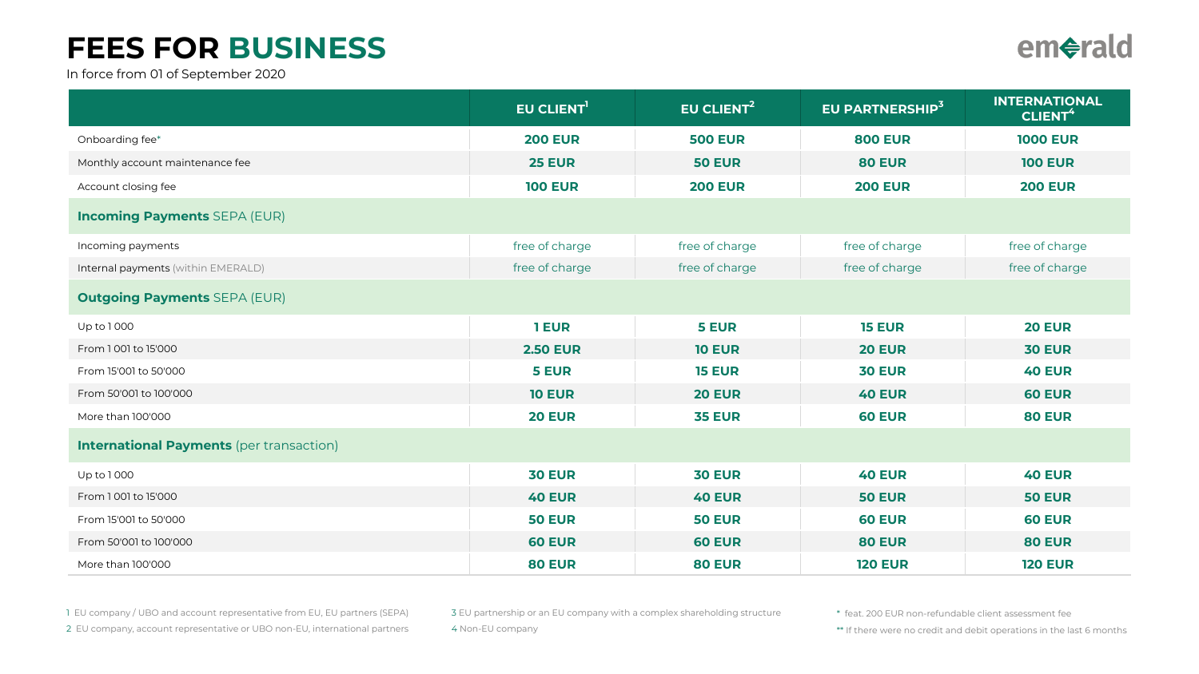# FEES FOR BUSINESS

emerald

In force from 01 of September 2020

| | EU CLIENT[1] | EU CLIENT[2] | EU PARTNERSHIP[3] | INTERNATIONAL CLIENT[4] |
|---|---|---|---|---|
| Onboarding fee* | **200 EUR** | **500 EUR** | **800 EUR** | **1000 EUR** |
| Monthly account maintenance fee | **25 EUR** | **50 EUR** | **80 EUR** | **100 EUR** |
| Account closing fee | **100 EUR** | **200 EUR** | **200 EUR** | **200 EUR** |
| **Incoming Payments** SEPA (EUR) | | | | |
| Incoming payments | free of charge | free of charge | free of charge | free of charge |
| Internal payments (within EMERALD) | free of charge | free of charge | free of charge | free of charge |
| **Outgoing Payments** SEPA (EUR) | | | | |
| Up to 1 000 | **1 EUR** | **5 EUR** | **15 EUR** | **20 EUR** |
| From 1 001 to 15'000 | **2.50 EUR** | **10 EUR** | **20 EUR** | **30 EUR** |
| From 15'001 to 50'000 | **5 EUR** | **15 EUR** | **30 EUR** | **40 EUR** |
| From 50'001 to 100'000 | **10 EUR** | **20 EUR** | **40 EUR** | **60 EUR** |
| More than 100'000 | **20 EUR** | **35 EUR** | **60 EUR** | **80 EUR** |
| **International Payments** (per transaction) | | | | |
| Up to 1 000 | **30 EUR** | **30 EUR** | **40 EUR** | **40 EUR** |
| From 1 001 to 15'000 | **40 EUR** | **40 EUR** | **50 EUR** | **50 EUR** |
| From 15'001 to 50'000 | **50 EUR** | **50 EUR** | **60 EUR** | **60 EUR** |
| From 50'001 to 100'000 | **60 EUR** | **60 EUR** | **80 EUR** | **80 EUR** |
| More than 100'000 | **80 EUR** | **80 EUR** | **120 EUR** | **120 EUR** |

1 EU company / UBO and account representative from EU, EU partners (SEPA)

2 EU company, account representative or UBO non-EU, international partners

3 EU partnership or an EU company with a complex shareholding structure

4 Non-EU company

\* feat. 200 EUR non-refundable client assessment fee

\*\* If there were no credit and debit operations in the last 6 months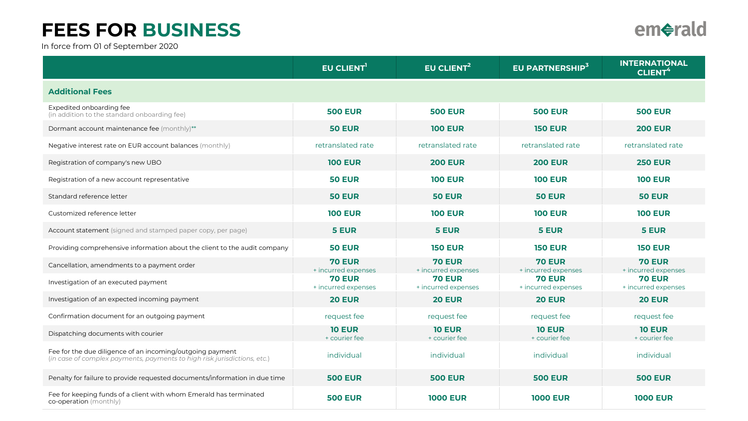# FEES FOR BUSINESS

In force from 01 of September 2020

emerald

| | EU CLIENT[1] | EU CLIENT[2] | EU PARTNERSHIP[3] | INTERNATIONAL CLIENT[4] |
|---|---|---|---|---|
| **Additional Fees** | | | | |
| Expedited onboarding fee (in addition to the standard onboarding fee) | **500 EUR** | **500 EUR** | **500 EUR** | **500 EUR** |
| Dormant account maintenance fee (monthly)** | **50 EUR** | **100 EUR** | **150 EUR** | **200 EUR** |
| Negative interest rate on EUR account balances (monthly) | retranslated rate | retranslated rate | retranslated rate | retranslated rate |
| Registration of company's new UBO | **100 EUR** | **200 EUR** | **200 EUR** | **250 EUR** |
| Registration of a new account representative | **50 EUR** | **100 EUR** | **100 EUR** | **100 EUR** |
| Standard reference letter | **50 EUR** | **50 EUR** | **50 EUR** | **50 EUR** |
| Customized reference letter | **100 EUR** | **100 EUR** | **100 EUR** | **100 EUR** |
| Account statement (signed and stamped paper copy, per page) | **5 EUR** | **5 EUR** | **5 EUR** | **5 EUR** |
| Providing comprehensive information about the client to the audit company | **50 EUR** | **150 EUR** | **150 EUR** | **150 EUR** |
| Cancellation, amendments to a payment order | **70 EUR** + incurred expenses | **70 EUR** + incurred expenses | **70 EUR** + incurred expenses | **70 EUR** + incurred expenses |
| Investigation of an executed payment | **70 EUR** + incurred expenses | **70 EUR** + incurred expenses | **70 EUR** + incurred expenses | **70 EUR** + incurred expenses |
| Investigation of an expected incoming payment | **20 EUR** | **20 EUR** | **20 EUR** | **20 EUR** |
| Confirmation document for an outgoing payment | request fee | request fee | request fee | request fee |
| Dispatching documents with courier | **10 EUR** + courier fee | **10 EUR** + courier fee | **10 EUR** + courier fee | **10 EUR** + courier fee |
| Fee for the due diligence of an incoming/outgoing payment *(in case of complex payments, payments to high risk jurisdictions, etc.)* | individual | individual | individual | individual |
| Penalty for failure to provide requested documents/information in due time | **500 EUR** | **500 EUR** | **500 EUR** | **500 EUR** |
| Fee for keeping funds of a client with whom Emerald has terminated co-operation (monthly) | **500 EUR** | **1000 EUR** | **1000 EUR** | **1000 EUR** |